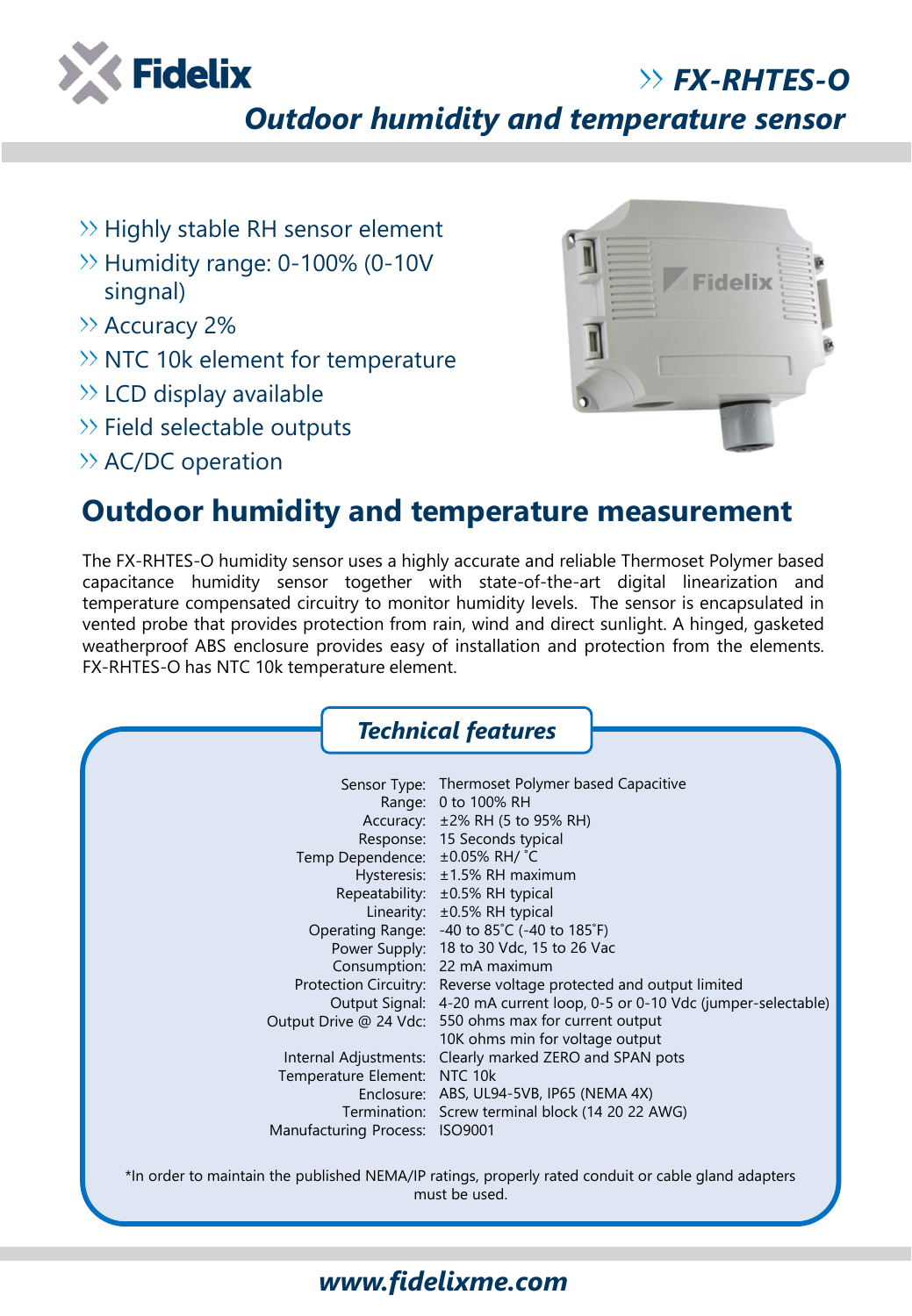# Fidelix

## FX-RHTES-O

## Outdoor humidity and temperature sensor

- Highly stable RH sensor element
- Humidity range: 0-100% (0-10V singnal)
- Accuracy 2%
- NTC 10k element for temperature
- LCD display available
- Field selectable outputs
- AC/DC operation

## Outdoor humidity and temperature measurement

The FX-RHTES-O humidity sensor uses a highly accurate and reliable Thermoset Polymer based capacitance humidity sensor together with state-of-the-art digital linearization and temperature compensated circuitry to monitor humidity levels. The sensor is encapsulated in vented probe that provides protection from rain, wind and direct sunlight. A hinged, gasketed weatherproof ABS enclosure provides easy of installation and protection from the elements. FX-RHTES-O has NTC 10k temperature element.

### Technical features

| | |
|---|---|
| Sensor Type: | Thermoset Polymer based Capacitive |
| Range: | 0 to 100% RH |
| Accuracy: | ±2% RH (5 to 95% RH) |
| Response: | 15 Seconds typical |
| Temp Dependence: | ±0.05% RH/ ˚C |
| Hysteresis: | ±1.5% RH maximum |
| Repeatability: | ±0.5% RH typical |
| Linearity: | ±0.5% RH typical |
| Operating Range: | -40 to 85˚C (-40 to 185˚F) |
| Power Supply: | 18 to 30 Vdc, 15 to 26 Vac |
| Consumption: | 22 mA maximum |
| Protection Circuitry: | Reverse voltage protected and output limited |
| Output Signal: | 4-20 mA current loop, 0-5 or 0-10 Vdc (jumper-selectable) |
| Output Drive @ 24 Vdc: | 550 ohms max for current output<br>10K ohms min for voltage output |
| Internal Adjustments: | Clearly marked ZERO and SPAN pots |
| Temperature Element: | NTC 10k |
| Enclosure: | ABS, UL94-5VB, IP65 (NEMA 4X) |
| Termination: | Screw terminal block (14 20 22 AWG) |
| Manufacturing Process: | ISO9001 |

*In order to maintain the published NEMA/IP ratings, properly rated conduit or cable gland adapters must be used.

www.fidelixme.com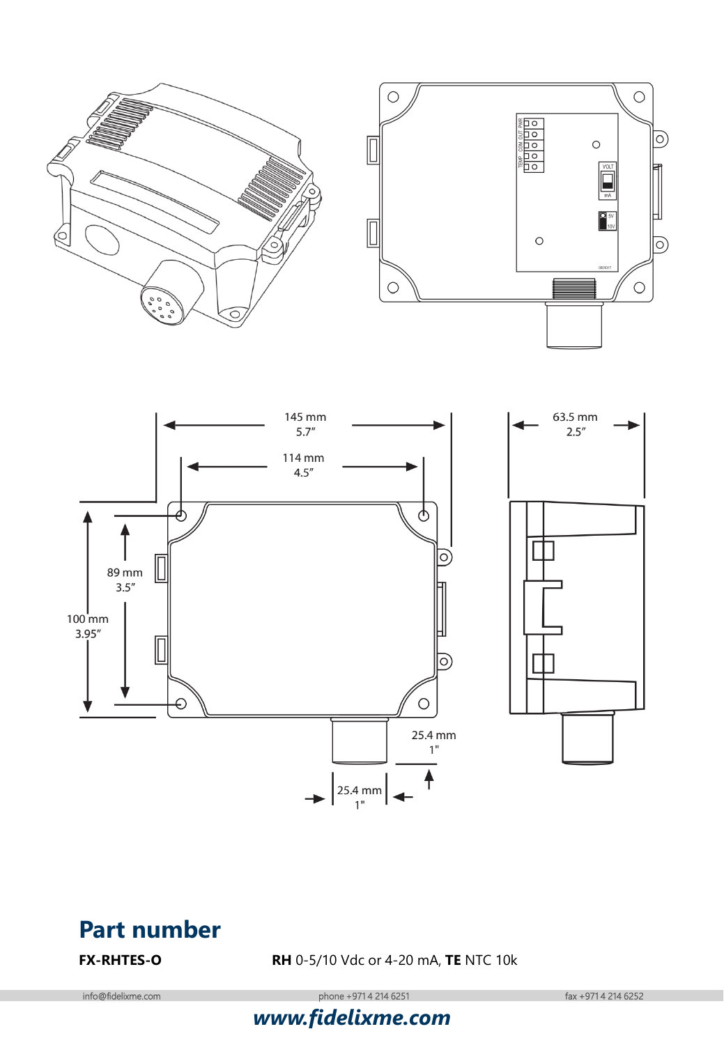145 mm
5.7″

114 mm
4.5″

63.5 mm
2.5″

89 mm
3.5″

100 mm
3.95″

25.4 mm
1"

25.4 mm
1"

## Part number

**FX-RHTES-O** **RH** 0-5/10 Vdc or 4-20 mA, **TE** NTC 10k

info@fidelixme.com phone +971 4 214 6251 fax +971 4 214 6252

***www.fidelixme.com***